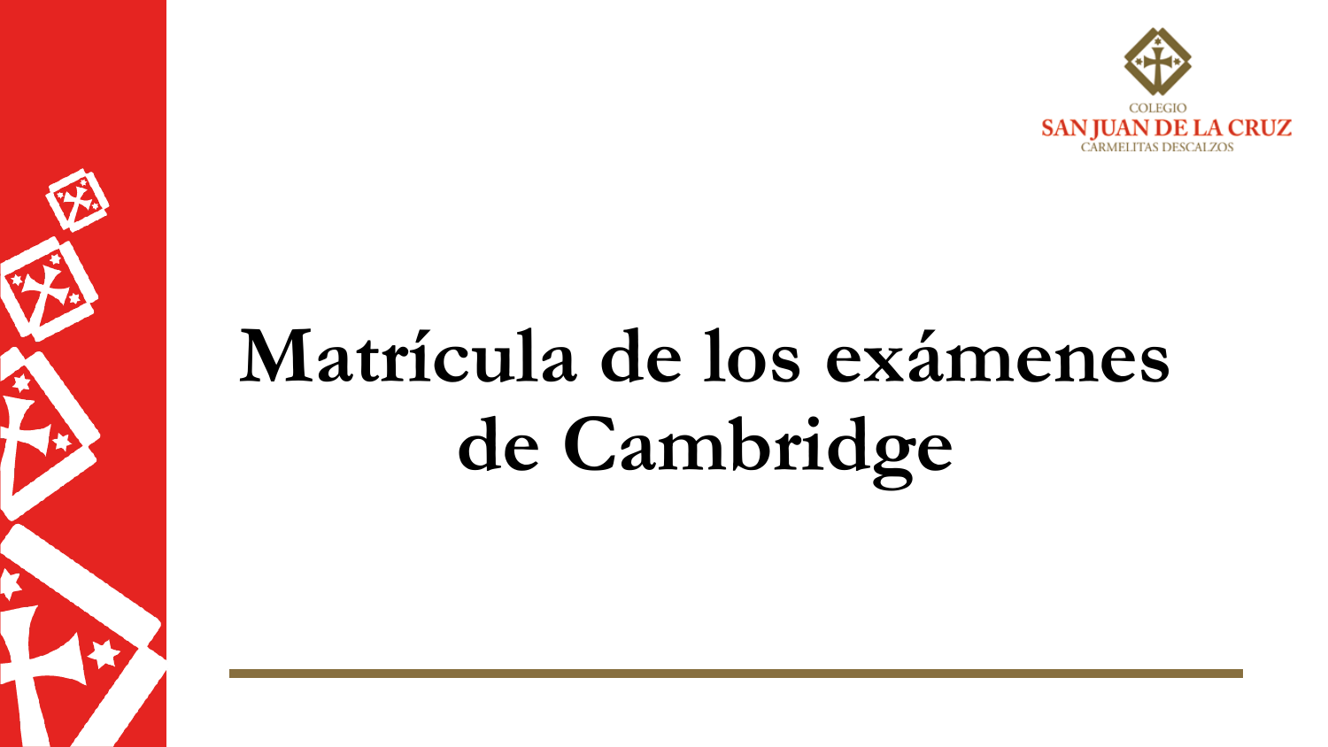COLEGIO
SAN JUAN DE LA CRUZ
CARMELITAS DESCALZOS

# Matrícula de los exámenes de Cambridge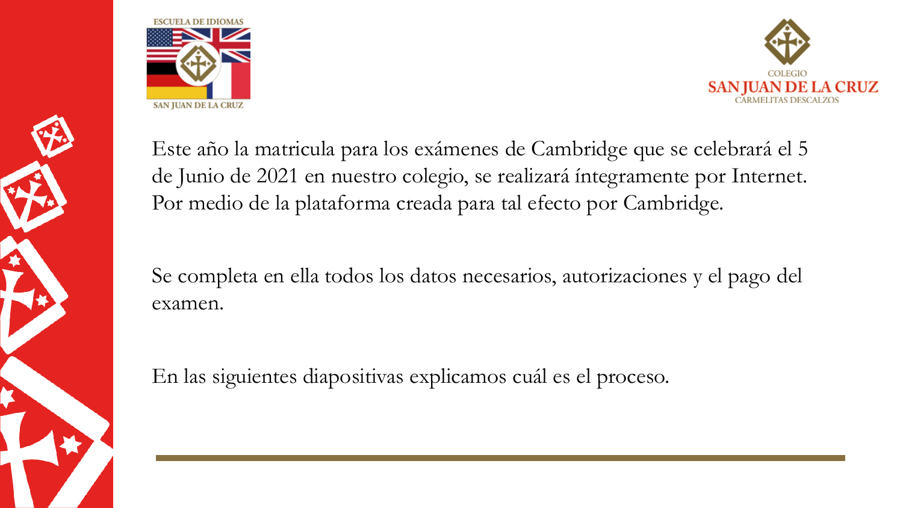Este año la matricula para los exámenes de Cambridge que se celebrará el 5 de Junio de 2021 en nuestro colegio, se realizará íntegramente por Internet. Por medio de la plataforma creada para tal efecto por Cambridge.

Se completa en ella todos los datos necesarios, autorizaciones y el pago del examen.

En las siguientes diapositivas explicamos cuál es el proceso.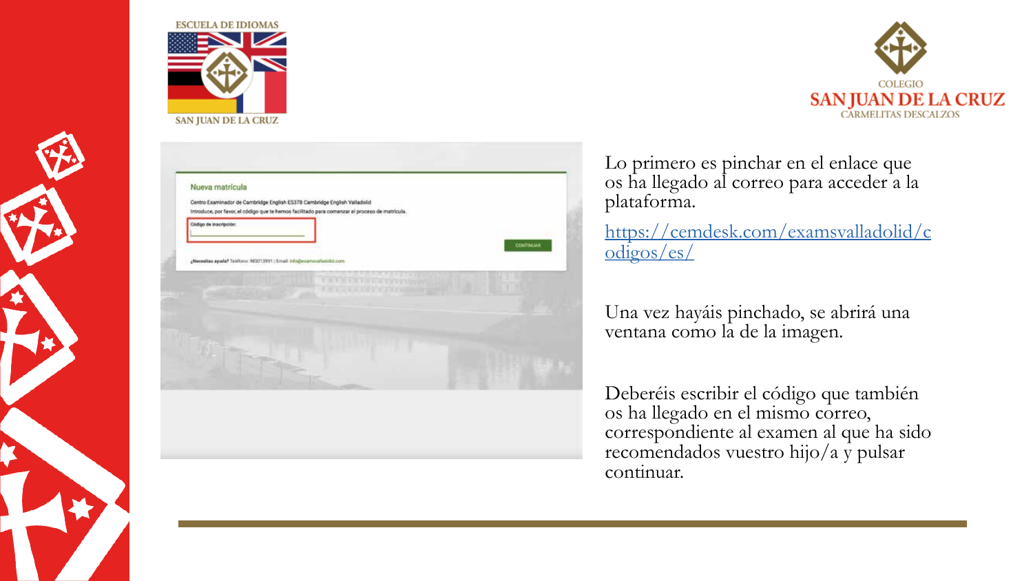Lo primero es pinchar en el enlace que os ha llegado al correo para acceder a la plataforma.

https://cemdesk.com/examsvalladolid/codigos/es/

Una vez hayáis pinchado, se abrirá una ventana como la de la imagen.

Deberéis escribir el código que también os ha llegado en el mismo correo, correspondiente al examen al que ha sido recomendados vuestro hijo/a y pulsar continuar.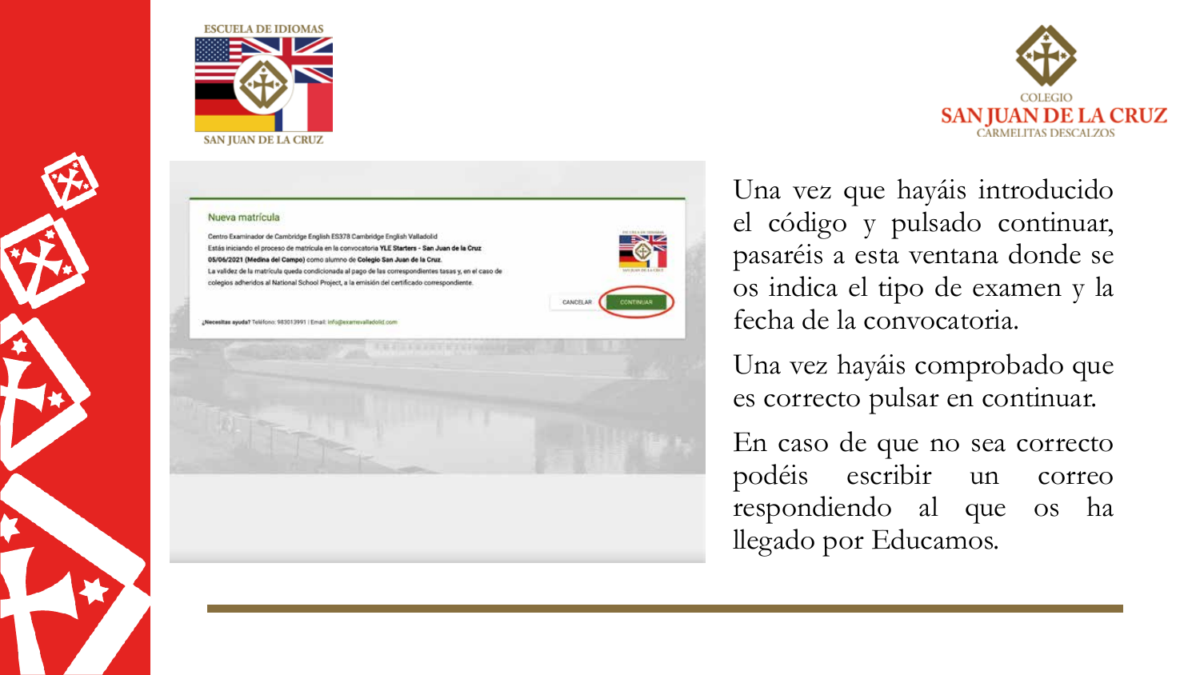ESCUELA DE IDIOMAS
SAN JUAN DE LA CRUZ

COLEGIO
SAN JUAN DE LA CRUZ
CARMELITAS DESCALZOS

Nueva matrícula

Centro Examinador de Cambridge English ES378 Cambridge English Valladolid
Estás iniciando el proceso de matrícula en la convocatoria **YLE Starters - San Juan de la Cruz 05/06/2021 (Medina del Campo)** como alumno de **Colegio San Juan de la Cruz**.
La validez de la matrícula queda condicionada al pago de las correspondientes tasas y, en el caso de colegios adheridos al National School Project, a la emisión del certificado correspondiente.

CANCELAR | CONTINUAR

**¿Necesitas ayuda?** Teléfono: 983013991 | Email: info@examenvalladolid.com

Una vez que hayáis introducido el código y pulsado continuar, pasaréis a esta ventana donde se os indica el tipo de examen y la fecha de la convocatoria.

Una vez hayáis comprobado que es correcto pulsar en continuar.

En caso de que no sea correcto podéis escribir un correo respondiendo al que os ha llegado por Educamos.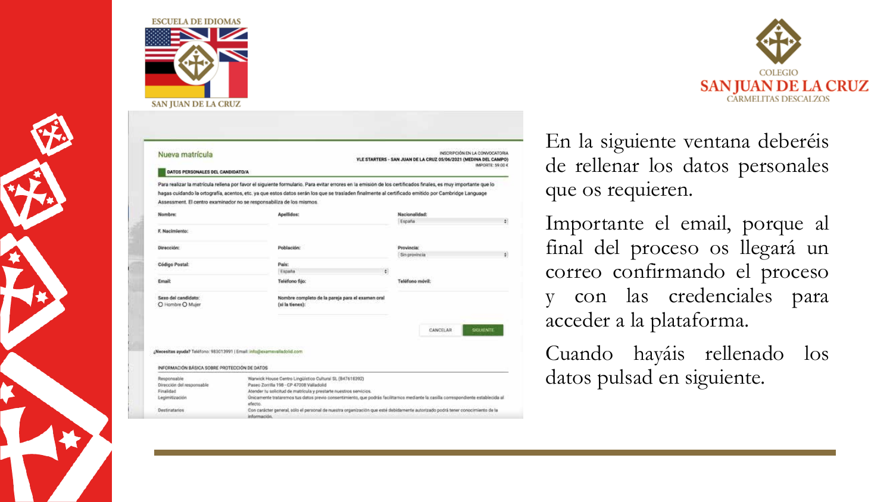En la siguiente ventana deberéis de rellenar los datos personales que os requieren.

Importante el email, porque al final del proceso os llegará un correo confirmando el proceso y con las credenciales para acceder a la plataforma.

Cuando hayáis rellenado los datos pulsad en siguiente.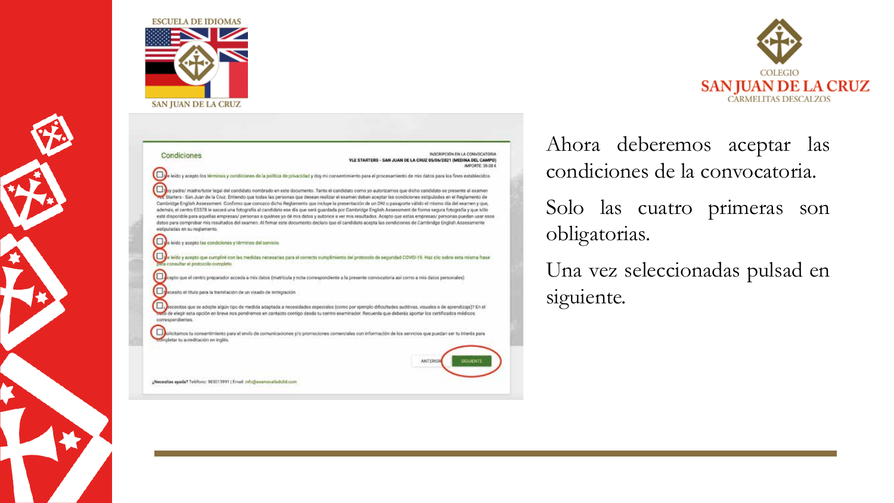Ahora deberemos aceptar las condiciones de la convocatoria.

Solo las cuatro primeras son obligatorias.

Una vez seleccionadas pulsad en siguiente.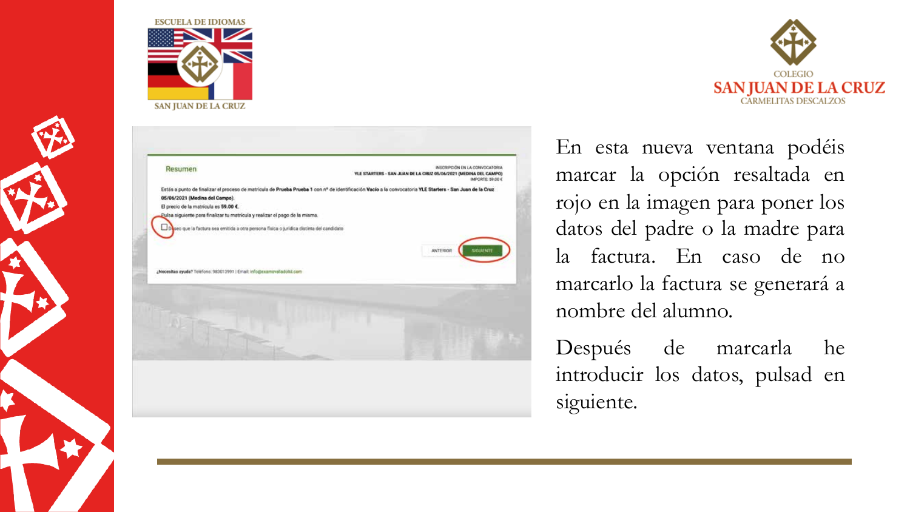En esta nueva ventana podéis marcar la opción resaltada en rojo en la imagen para poner los datos del padre o la madre para la factura. En caso de no marcarlo la factura se generará a nombre del alumno.

Después de marcarla he introducir los datos, pulsad en siguiente.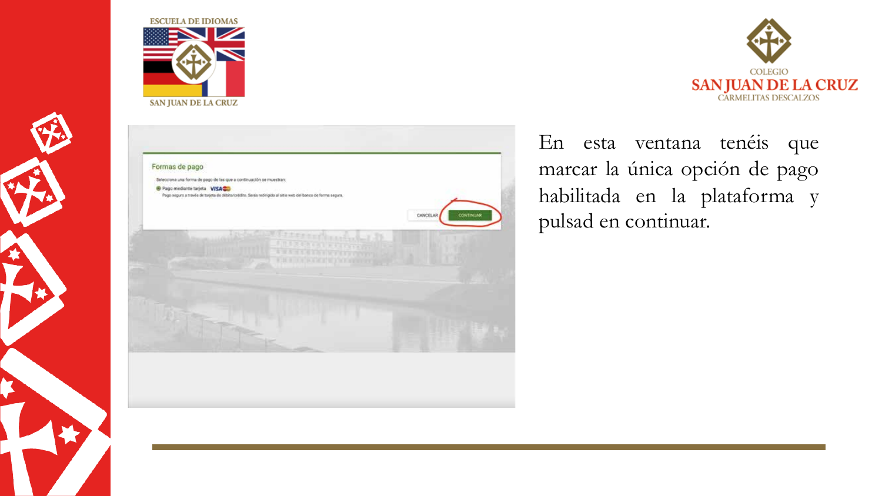En esta ventana tenéis que marcar la única opción de pago habilitada en la plataforma y pulsad en continuar.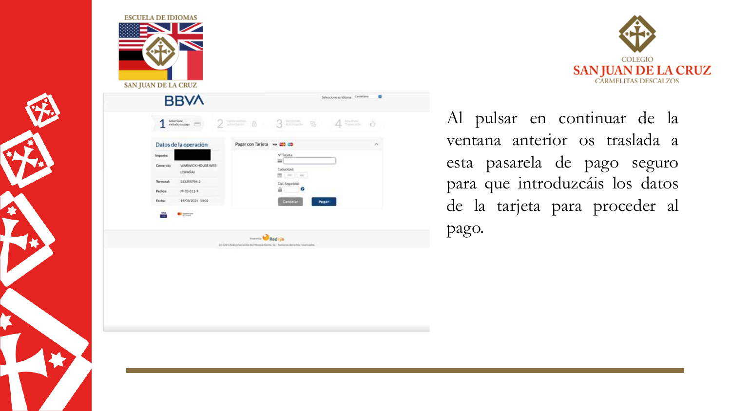Al pulsar en continuar de la ventana anterior os traslada a esta pasarela de pago seguro para que introduzcáis los datos de la tarjeta para proceder al pago.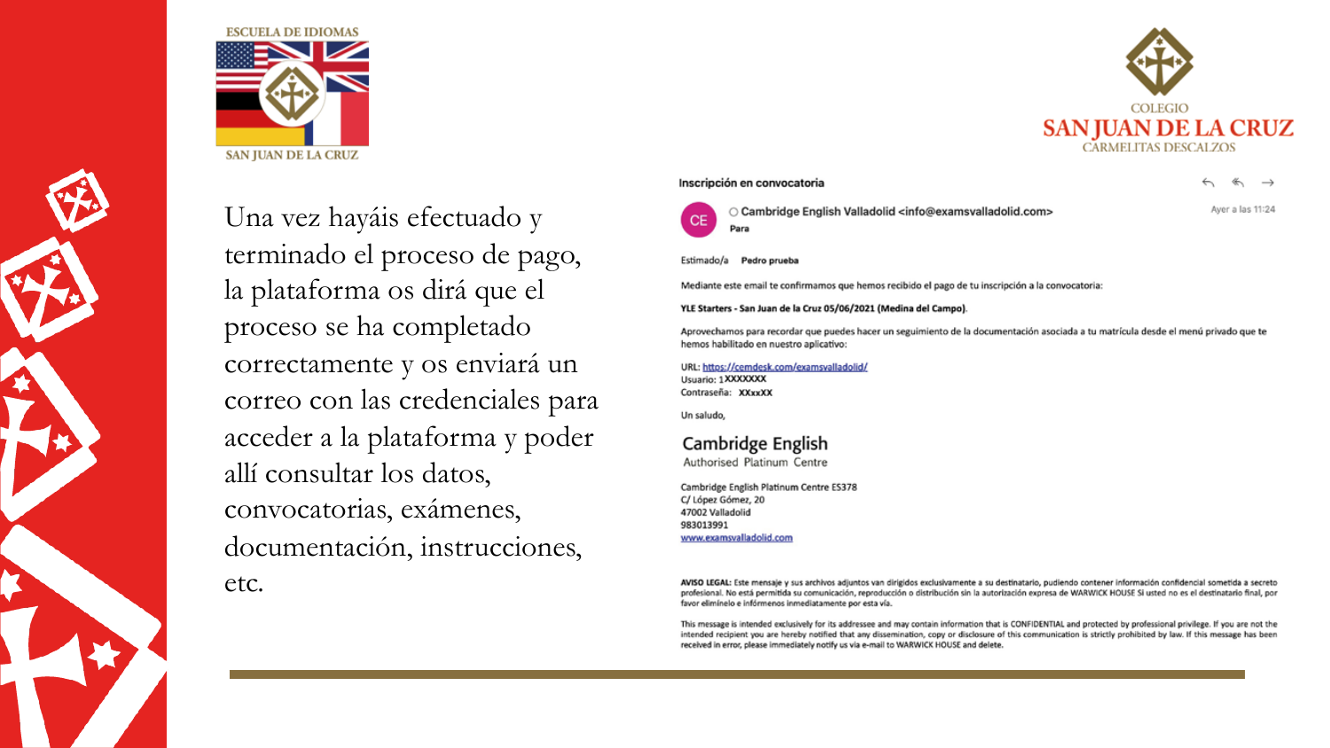ESCUELA DE IDIOMAS

SAN JUAN DE LA CRUZ

COLEGIO
SAN JUAN DE LA CRUZ
CARMELITAS DESCALZOS

Una vez hayáis efectuado y terminado el proceso de pago, la plataforma os dirá que el proceso se ha completado correctamente y os enviará un correo con las credenciales para acceder a la plataforma y poder allí consultar los datos, convocatorias, exámenes, documentación, instrucciones, etc.

**Inscripción en convocatoria**

CE — Cambridge English Valladolid <info@examsvalladolid.com>
Para
Ayer a las 11:24

Estimado/a **Pedro prueba**

Mediante este email te confirmamos que hemos recibido el pago de tu inscripción a la convocatoria:

**YLE Starters - San Juan de la Cruz 05/06/2021 (Medina del Campo).**

Aprovechamos para recordar que puedes hacer un seguimiento de la documentación asociada a tu matrícula desde el menú privado que te hemos habilitado en nuestro aplicativo:

URL: https://cemdesk.com/examsvalladolid/
Usuario: 1XXXXXXX
Contraseña: XXxxXX

Un saludo,

Cambridge English
Authorised Platinum Centre

Cambridge English Platinum Centre ES378
C/ López Gómez, 20
47002 Valladolid
983013991
www.examsvalladolid.com

**AVISO LEGAL:** Este mensaje y sus archivos adjuntos van dirigidos exclusivamente a su destinatario, pudiendo contener información confidencial sometida a secreto profesional. No está permitida su comunicación, reproducción o distribución sin la autorización expresa de WARWICK HOUSE Si usted no es el destinatario final, por favor elimínelo e infórmenos inmediatamente por esta vía.

This message is intended exclusively for its addressee and may contain information that is CONFIDENTIAL and protected by professional privilege. If you are not the intended recipient you are hereby notified that any dissemination, copy or disclosure of this communication is strictly prohibited by law. If this message has been received in error, please immediately notify us via e-mail to WARWICK HOUSE and delete.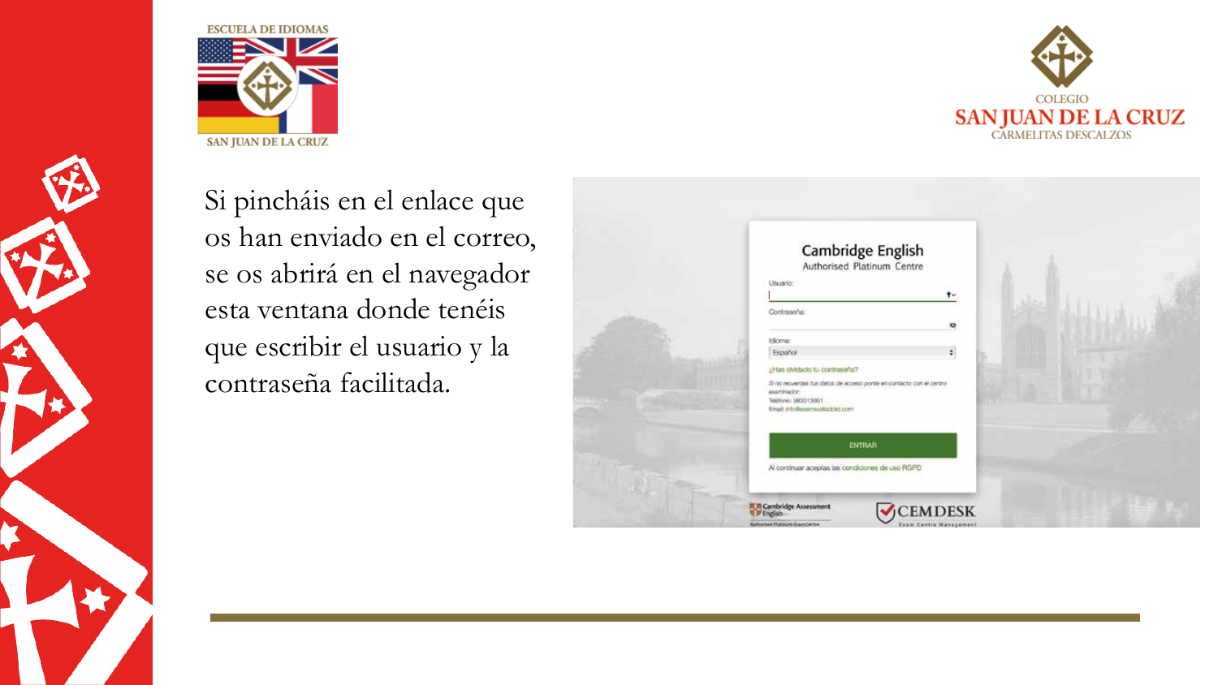Si pincháis en el enlace que os han enviado en el correo, se os abrirá en el navegador esta ventana donde tenéis que escribir el usuario y la contraseña facilitada.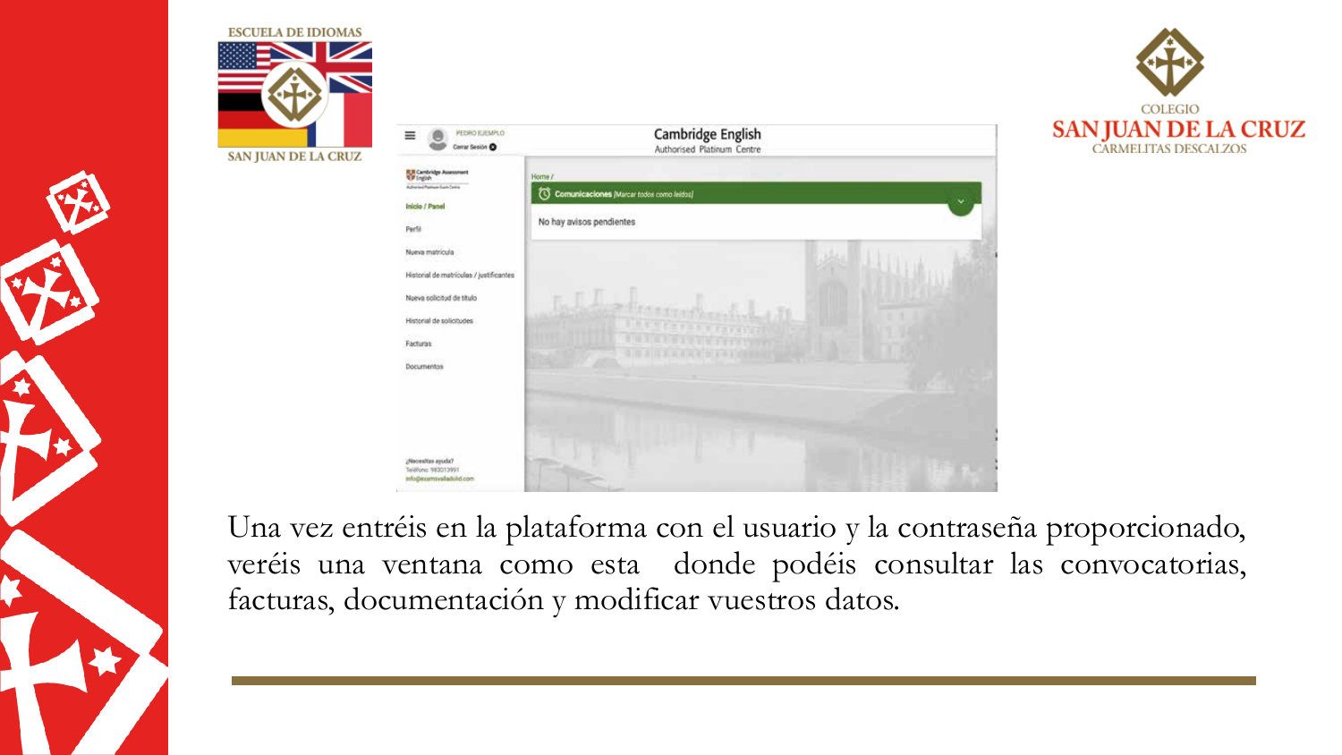Una vez entréis en la plataforma con el usuario y la contraseña proporcionado, veréis una ventana como esta donde podéis consultar las convocatorias, facturas, documentación y modificar vuestros datos.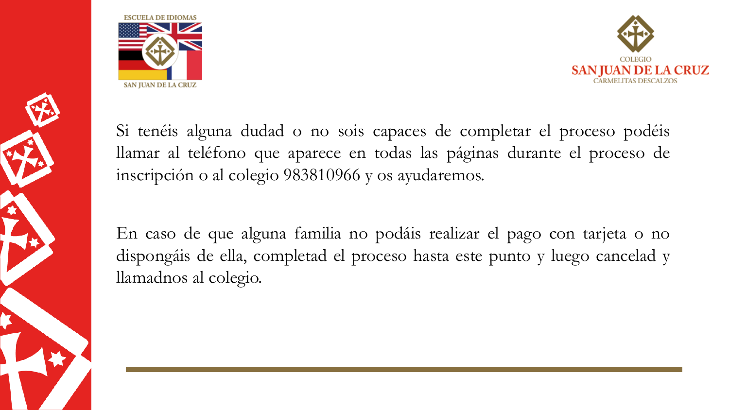Si tenéis alguna dudad o no sois capaces de completar el proceso podéis llamar al teléfono que aparece en todas las páginas durante el proceso de inscripción o al colegio 983810966 y os ayudaremos.

En caso de que alguna familia no podáis realizar el pago con tarjeta o no dispongáis de ella, completad el proceso hasta este punto y luego cancelad y llamadnos al colegio.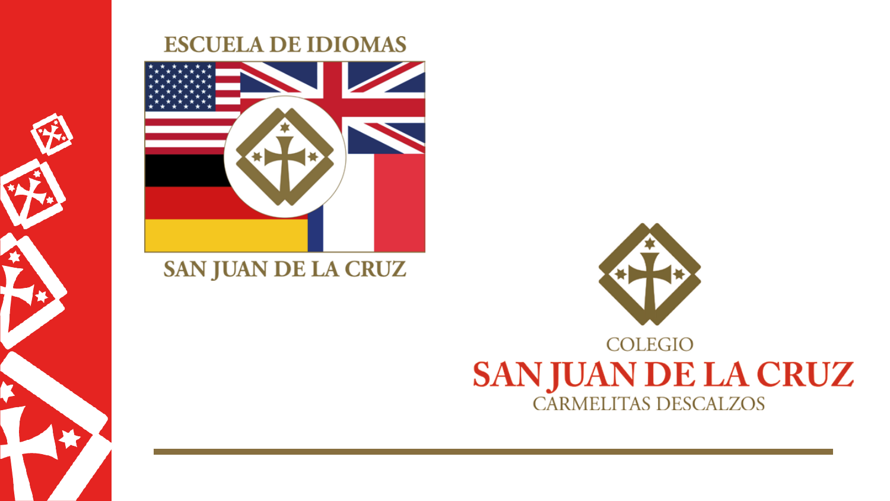ESCUELA DE IDIOMAS

SAN JUAN DE LA CRUZ

COLEGIO

SAN JUAN DE LA CRUZ

CARMELITAS DESCALZOS